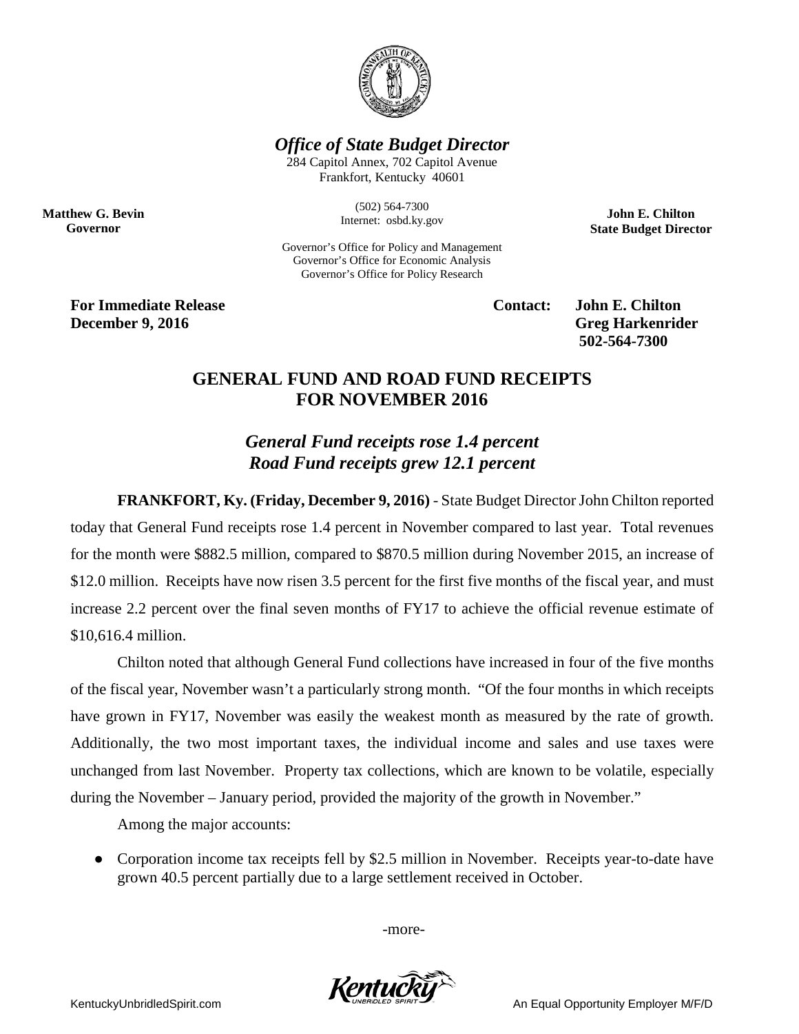***Office of State Budget Director***

284 Capitol Annex, 702 Capitol Avenue
Frankfort, Kentucky 40601

(502) 564-7300
Internet: osbd.ky.gov

Governor's Office for Policy and Management
Governor's Office for Economic Analysis
Governor's Office for Policy Research

**Matthew G. Bevin**
**Governor**

**John E. Chilton**
**State Budget Director**

**For Immediate Release**
**December 9, 2016**

**Contact: John E. Chilton**
**Greg Harkenrider**
**502-564-7300**

## GENERAL FUND AND ROAD FUND RECEIPTS FOR NOVEMBER 2016

### *General Fund receipts rose 1.4 percent*
### *Road Fund receipts grew 12.1 percent*

**FRANKFORT, Ky. (Friday, December 9, 2016)** - State Budget Director John Chilton reported today that General Fund receipts rose 1.4 percent in November compared to last year. Total revenues for the month were $882.5 million, compared to $870.5 million during November 2015, an increase of $12.0 million. Receipts have now risen 3.5 percent for the first five months of the fiscal year, and must increase 2.2 percent over the final seven months of FY17 to achieve the official revenue estimate of $10,616.4 million.

Chilton noted that although General Fund collections have increased in four of the five months of the fiscal year, November wasn't a particularly strong month. "Of the four months in which receipts have grown in FY17, November was easily the weakest month as measured by the rate of growth. Additionally, the two most important taxes, the individual income and sales and use taxes were unchanged from last November. Property tax collections, which are known to be volatile, especially during the November – January period, provided the majority of the growth in November."

Among the major accounts:

- Corporation income tax receipts fell by $2.5 million in November. Receipts year-to-date have grown 40.5 percent partially due to a large settlement received in October.

-more-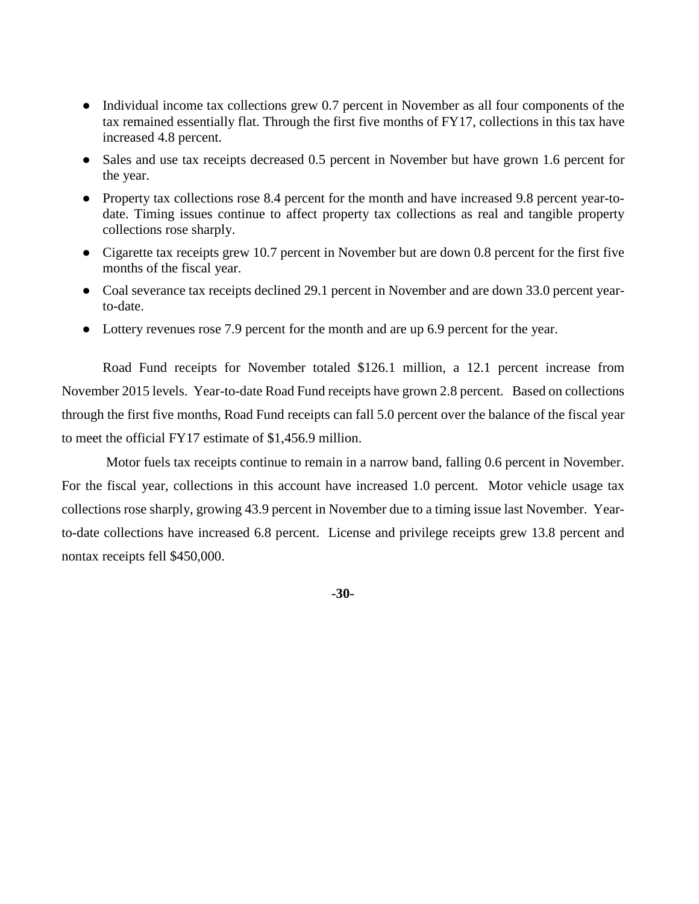- Individual income tax collections grew 0.7 percent in November as all four components of the tax remained essentially flat. Through the first five months of FY17, collections in this tax have increased 4.8 percent.
- Sales and use tax receipts decreased 0.5 percent in November but have grown 1.6 percent for the year.
- Property tax collections rose 8.4 percent for the month and have increased 9.8 percent year-to-date. Timing issues continue to affect property tax collections as real and tangible property collections rose sharply.
- Cigarette tax receipts grew 10.7 percent in November but are down 0.8 percent for the first five months of the fiscal year.
- Coal severance tax receipts declined 29.1 percent in November and are down 33.0 percent year-to-date.
- Lottery revenues rose 7.9 percent for the month and are up 6.9 percent for the year.

Road Fund receipts for November totaled $126.1 million, a 12.1 percent increase from November 2015 levels. Year-to-date Road Fund receipts have grown 2.8 percent. Based on collections through the first five months, Road Fund receipts can fall 5.0 percent over the balance of the fiscal year to meet the official FY17 estimate of $1,456.9 million.

Motor fuels tax receipts continue to remain in a narrow band, falling 0.6 percent in November. For the fiscal year, collections in this account have increased 1.0 percent. Motor vehicle usage tax collections rose sharply, growing 43.9 percent in November due to a timing issue last November. Year-to-date collections have increased 6.8 percent. License and privilege receipts grew 13.8 percent and nontax receipts fell $450,000.

**-30-**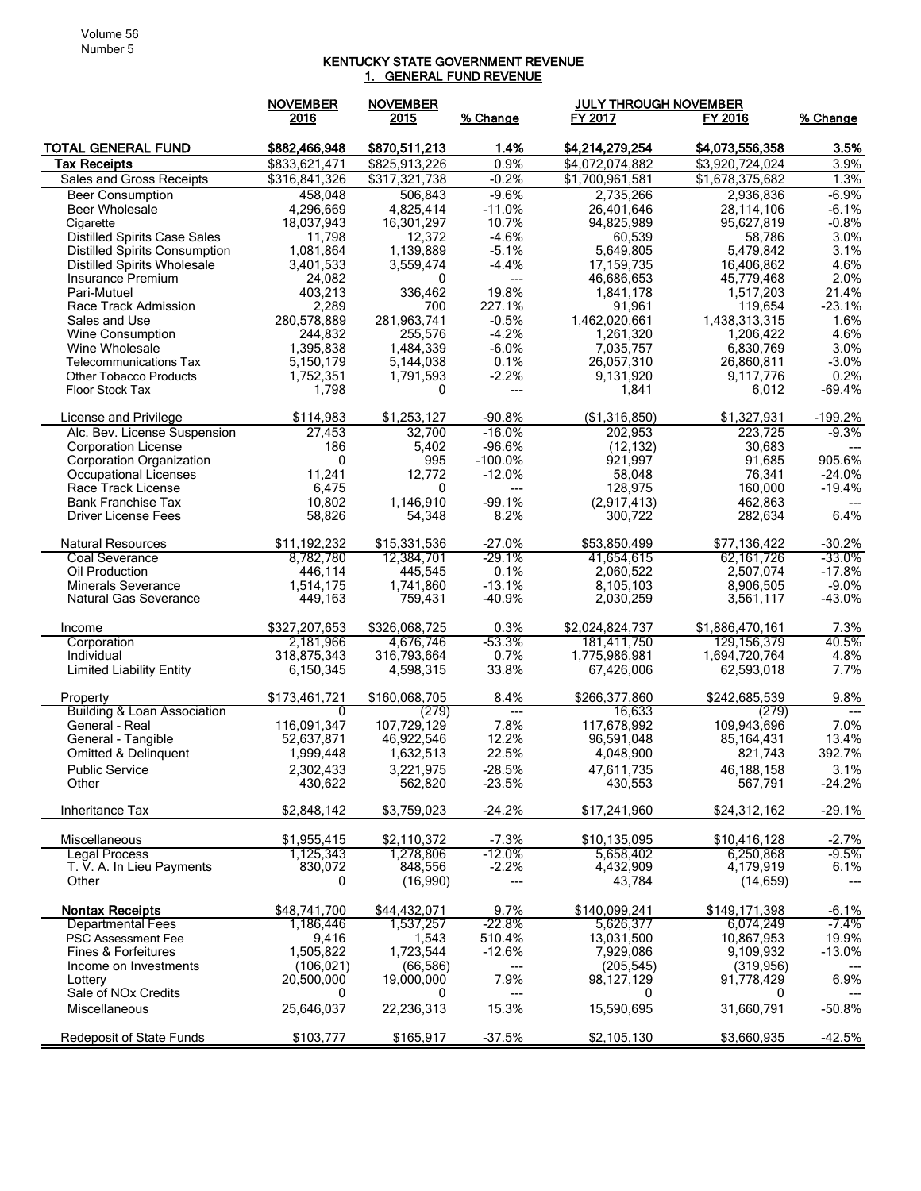# KENTUCKY STATE GOVERNMENT REVENUE

## 1. GENERAL FUND REVENUE

| | NOVEMBER 2016 | NOVEMBER 2015 | % Change | JULY THROUGH NOVEMBER FY 2017 | FY 2016 | % Change |
|---|---|---|---|---|---|---|
| **TOTAL GENERAL FUND** | **$882,466,948** | **$870,511,213** | **1.4%** | **$4,214,279,254** | **$4,073,556,358** | **3.5%** |
| **Tax Receipts** | $833,621,471 | $825,913,226 | 0.9% | $4,072,074,882 | $3,920,724,024 | 3.9% |
| Sales and Gross Receipts | $316,841,326 | $317,321,738 | -0.2% | $1,700,961,581 | $1,678,375,682 | 1.3% |
| Beer Consumption | 458,048 | 506,843 | -9.6% | 2,735,266 | 2,936,836 | -6.9% |
| Beer Wholesale | 4,296,669 | 4,825,414 | -11.0% | 26,401,646 | 28,114,106 | -6.1% |
| Cigarette | 18,037,943 | 16,301,297 | 10.7% | 94,825,989 | 95,627,819 | -0.8% |
| Distilled Spirits Case Sales | 11,798 | 12,372 | -4.6% | 60,539 | 58,786 | 3.0% |
| Distilled Spirits Consumption | 1,081,864 | 1,139,889 | -5.1% | 5,649,805 | 5,479,842 | 3.1% |
| Distilled Spirits Wholesale | 3,401,533 | 3,559,474 | -4.4% | 17,159,735 | 16,406,862 | 4.6% |
| Insurance Premium | 24,082 | 0 | --- | 46,686,653 | 45,779,468 | 2.0% |
| Pari-Mutuel | 403,213 | 336,462 | 19.8% | 1,841,178 | 1,517,203 | 21.4% |
| Race Track Admission | 2,289 | 700 | 227.1% | 91,961 | 119,654 | -23.1% |
| Sales and Use | 280,578,889 | 281,963,741 | -0.5% | 1,462,020,661 | 1,438,313,315 | 1.6% |
| Wine Consumption | 244,832 | 255,576 | -4.2% | 1,261,320 | 1,206,422 | 4.6% |
| Wine Wholesale | 1,395,838 | 1,484,339 | -6.0% | 7,035,757 | 6,830,769 | 3.0% |
| Telecommunications Tax | 5,150,179 | 5,144,038 | 0.1% | 26,057,310 | 26,860,811 | -3.0% |
| Other Tobacco Products | 1,752,351 | 1,791,593 | -2.2% | 9,131,920 | 9,117,776 | 0.2% |
| Floor Stock Tax | 1,798 | 0 | --- | 1,841 | 6,012 | -69.4% |
| License and Privilege | $114,983 | $1,253,127 | -90.8% | ($1,316,850) | $1,327,931 | -199.2% |
| Alc. Bev. License Suspension | 27,453 | 32,700 | -16.0% | 202,953 | 223,725 | -9.3% |
| Corporation License | 186 | 5,402 | -96.6% | (12,132) | 30,683 | --- |
| Corporation Organization | 0 | 995 | -100.0% | 921,997 | 91,685 | 905.6% |
| Occupational Licenses | 11,241 | 12,772 | -12.0% | 58,048 | 76,341 | -24.0% |
| Race Track License | 6,475 | 0 | --- | 128,975 | 160,000 | -19.4% |
| Bank Franchise Tax | 10,802 | 1,146,910 | -99.1% | (2,917,413) | 462,863 | --- |
| Driver License Fees | 58,826 | 54,348 | 8.2% | 300,722 | 282,634 | 6.4% |
| Natural Resources | $11,192,232 | $15,331,536 | -27.0% | $53,850,499 | $77,136,422 | -30.2% |
| Coal Severance | 8,782,780 | 12,384,701 | -29.1% | 41,654,615 | 62,161,726 | -33.0% |
| Oil Production | 446,114 | 445,545 | 0.1% | 2,060,522 | 2,507,074 | -17.8% |
| Minerals Severance | 1,514,175 | 1,741,860 | -13.1% | 8,105,103 | 8,906,505 | -9.0% |
| Natural Gas Severance | 449,163 | 759,431 | -40.9% | 2,030,259 | 3,561,117 | -43.0% |
| Income | $327,207,653 | $326,068,725 | 0.3% | $2,024,824,737 | $1,886,470,161 | 7.3% |
| Corporation | 2,181,966 | 4,676,746 | -53.3% | 181,411,750 | 129,156,379 | 40.5% |
| Individual | 318,875,343 | 316,793,664 | 0.7% | 1,775,986,981 | 1,694,720,764 | 4.8% |
| Limited Liability Entity | 6,150,345 | 4,598,315 | 33.8% | 67,426,006 | 62,593,018 | 7.7% |
| Property | $173,461,721 | $160,068,705 | 8.4% | $266,377,860 | $242,685,539 | 9.8% |
| Building & Loan Association | 0 | (279) | --- | 16,633 | (279) | --- |
| General - Real | 116,091,347 | 107,729,129 | 7.8% | 117,678,992 | 109,943,696 | 7.0% |
| General - Tangible | 52,637,871 | 46,922,546 | 12.2% | 96,591,048 | 85,164,431 | 13.4% |
| Omitted & Delinquent | 1,999,448 | 1,632,513 | 22.5% | 4,048,900 | 821,743 | 392.7% |
| Public Service | 2,302,433 | 3,221,975 | -28.5% | 47,611,735 | 46,188,158 | 3.1% |
| Other | 430,622 | 562,820 | -23.5% | 430,553 | 567,791 | -24.2% |
| Inheritance Tax | $2,848,142 | $3,759,023 | -24.2% | $17,241,960 | $24,312,162 | -29.1% |
| Miscellaneous | $1,955,415 | $2,110,372 | -7.3% | $10,135,095 | $10,416,128 | -2.7% |
| Legal Process | 1,125,343 | 1,278,806 | -12.0% | 5,658,402 | 6,250,868 | -9.5% |
| T. V. A. In Lieu Payments | 830,072 | 848,556 | -2.2% | 4,432,909 | 4,179,919 | 6.1% |
| Other | 0 | (16,990) | --- | 43,784 | (14,659) | --- |
| **Nontax Receipts** | $48,741,700 | $44,432,071 | 9.7% | $140,099,241 | $149,171,398 | -6.1% |
| Departmental Fees | 1,186,446 | 1,537,257 | -22.8% | 5,626,377 | 6,074,249 | -7.4% |
| PSC Assessment Fee | 9,416 | 1,543 | 510.4% | 13,031,500 | 10,867,953 | 19.9% |
| Fines & Forfeitures | 1,505,822 | 1,723,544 | -12.6% | 7,929,086 | 9,109,932 | -13.0% |
| Income on Investments | (106,021) | (66,586) | --- | (205,545) | (319,956) | --- |
| Lottery | 20,500,000 | 19,000,000 | 7.9% | 98,127,129 | 91,778,429 | 6.9% |
| Sale of NOx Credits | 0 | 0 | --- | 0 | 0 | --- |
| Miscellaneous | 25,646,037 | 22,236,313 | 15.3% | 15,590,695 | 31,660,791 | -50.8% |
| Redeposit of State Funds | $103,777 | $165,917 | -37.5% | $2,105,130 | $3,660,935 | -42.5% |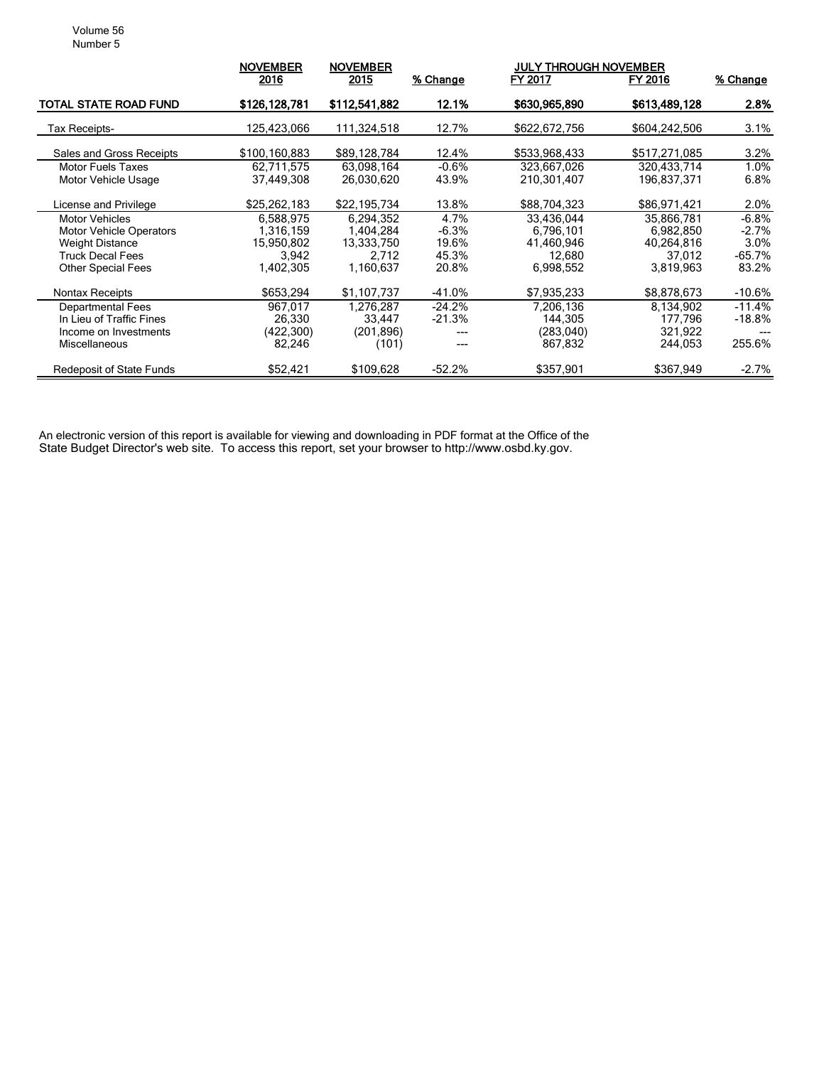| | NOVEMBER 2016 | NOVEMBER 2015 | % Change | JULY THROUGH NOVEMBER FY 2017 | FY 2016 | % Change |
|---|---|---|---|---|---|---|
| **TOTAL STATE ROAD FUND** | **$126,128,781** | **$112,541,882** | **12.1%** | **$630,965,890** | **$613,489,128** | **2.8%** |
| Tax Receipts- | 125,423,066 | 111,324,518 | 12.7% | $622,672,756 | $604,242,506 | 3.1% |
| Sales and Gross Receipts | $100,160,883 | $89,128,784 | 12.4% | $533,968,433 | $517,271,085 | 3.2% |
| Motor Fuels Taxes | 62,711,575 | 63,098,164 | -0.6% | 323,667,026 | 320,433,714 | 1.0% |
| Motor Vehicle Usage | 37,449,308 | 26,030,620 | 43.9% | 210,301,407 | 196,837,371 | 6.8% |
| License and Privilege | $25,262,183 | $22,195,734 | 13.8% | $88,704,323 | $86,971,421 | 2.0% |
| Motor Vehicles | 6,588,975 | 6,294,352 | 4.7% | 33,436,044 | 35,866,781 | -6.8% |
| Motor Vehicle Operators | 1,316,159 | 1,404,284 | -6.3% | 6,796,101 | 6,982,850 | -2.7% |
| Weight Distance | 15,950,802 | 13,333,750 | 19.6% | 41,460,946 | 40,264,816 | 3.0% |
| Truck Decal Fees | 3,942 | 2,712 | 45.3% | 12,680 | 37,012 | -65.7% |
| Other Special Fees | 1,402,305 | 1,160,637 | 20.8% | 6,998,552 | 3,819,963 | 83.2% |
| Nontax Receipts | $653,294 | $1,107,737 | -41.0% | $7,935,233 | $8,878,673 | -10.6% |
| Departmental Fees | 967,017 | 1,276,287 | -24.2% | 7,206,136 | 8,134,902 | -11.4% |
| In Lieu of Traffic Fines | 26,330 | 33,447 | -21.3% | 144,305 | 177,796 | -18.8% |
| Income on Investments | (422,300) | (201,896) | --- | (283,040) | 321,922 | --- |
| Miscellaneous | 82,246 | (101) | --- | 867,832 | 244,053 | 255.6% |
| Redeposit of State Funds | $52,421 | $109,628 | -52.2% | $357,901 | $367,949 | -2.7% |

An electronic version of this report is available for viewing and downloading in PDF format at the Office of the State Budget Director's web site. To access this report, set your browser to http://www.osbd.ky.gov.